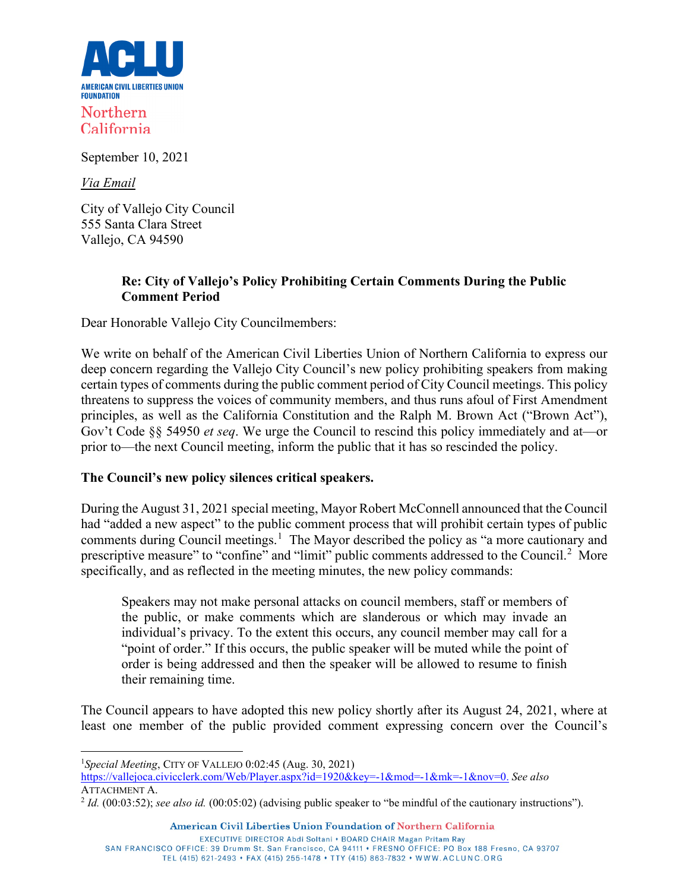ACLU

AMERICAN CIVIL LIBERTIES UNION FOUNDATION

Northern California

September 10, 2021

*Via Email*

City of Vallejo City Council
555 Santa Clara Street
Vallejo, CA 94590

**Re: City of Vallejo's Policy Prohibiting Certain Comments During the Public Comment Period**

Dear Honorable Vallejo City Councilmembers:

We write on behalf of the American Civil Liberties Union of Northern California to express our deep concern regarding the Vallejo City Council's new policy prohibiting speakers from making certain types of comments during the public comment period of City Council meetings. This policy threatens to suppress the voices of community members, and thus runs afoul of First Amendment principles, as well as the California Constitution and the Ralph M. Brown Act ("Brown Act"), Gov't Code §§ 54950 *et seq*. We urge the Council to rescind this policy immediately and at—or prior to—the next Council meeting, inform the public that it has so rescinded the policy.

**The Council's new policy silences critical speakers.**

During the August 31, 2021 special meeting, Mayor Robert McConnell announced that the Council had "added a new aspect" to the public comment process that will prohibit certain types of public comments during Council meetings.[1] The Mayor described the policy as "a more cautionary and prescriptive measure" to "confine" and "limit" public comments addressed to the Council.[2] More specifically, and as reflected in the meeting minutes, the new policy commands:

> Speakers may not make personal attacks on council members, staff or members of the public, or make comments which are slanderous or which may invade an individual's privacy. To the extent this occurs, any council member may call for a "point of order." If this occurs, the public speaker will be muted while the point of order is being addressed and then the speaker will be allowed to resume to finish their remaining time.

The Council appears to have adopted this new policy shortly after its August 24, 2021, where at least one member of the public provided comment expressing concern over the Council's

---

[1] *Special Meeting*, CITY OF VALLEJO 0:02:45 (Aug. 30, 2021) https://vallejoca.civicclerk.com/Web/Player.aspx?id=1920&key=-1&mod=-1&mk=-1&nov=0. *See also* ATTACHMENT A.

[2] *Id.* (00:03:52); *see also id.* (00:05:02) (advising public speaker to "be mindful of the cautionary instructions").

American Civil Liberties Union Foundation of Northern California
EXECUTIVE DIRECTOR Abdi Soltani • BOARD CHAIR Magan Pritam Ray
SAN FRANCISCO OFFICE: 39 Drumm St. San Francisco, CA 94111 • FRESNO OFFICE: PO Box 188 Fresno, CA 93707
TEL (415) 621-2493 • FAX (415) 255-1478 • TTY (415) 863-7832 • WWW.ACLUNC.ORG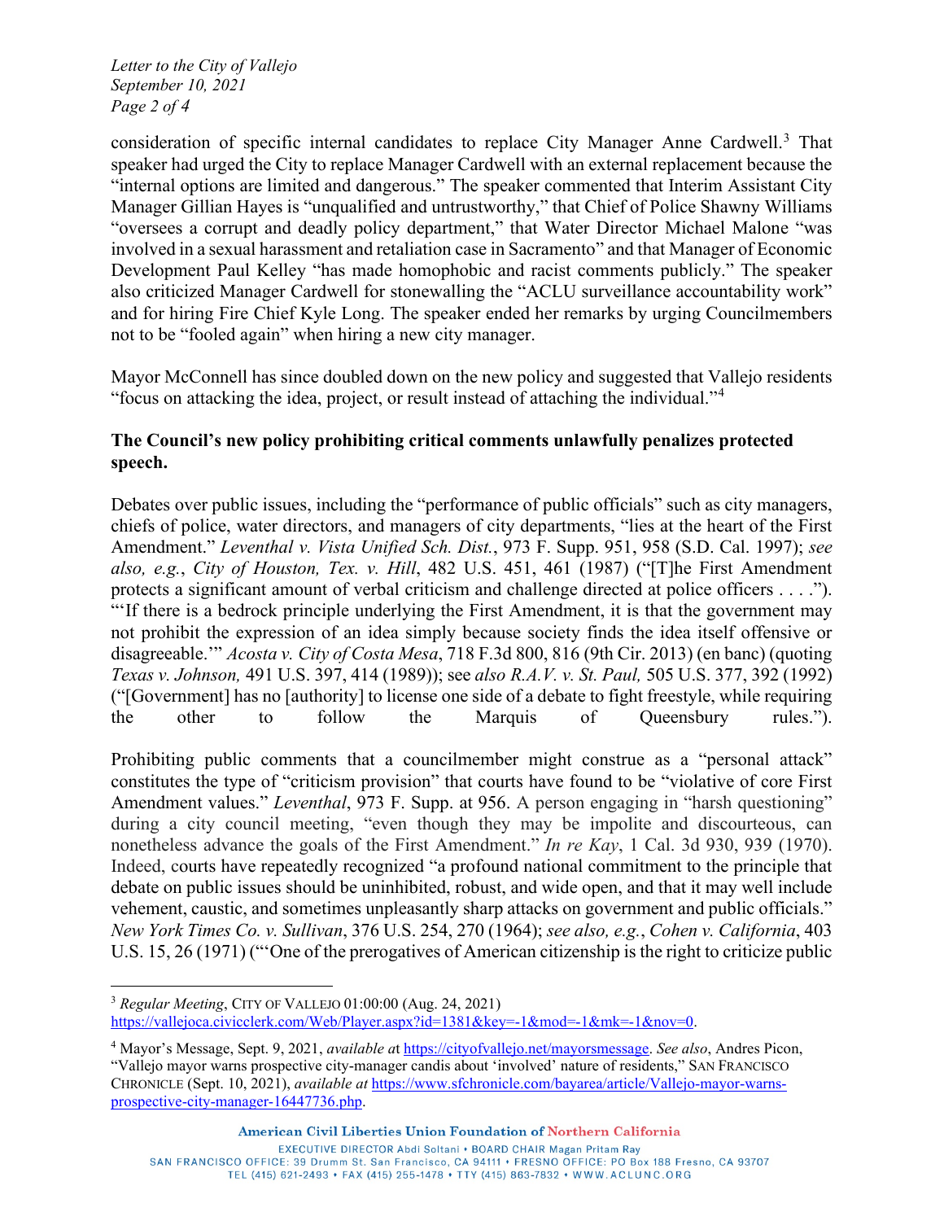consideration of specific internal candidates to replace City Manager Anne Cardwell.[3] That speaker had urged the City to replace Manager Cardwell with an external replacement because the "internal options are limited and dangerous." The speaker commented that Interim Assistant City Manager Gillian Hayes is "unqualified and untrustworthy," that Chief of Police Shawny Williams "oversees a corrupt and deadly policy department," that Water Director Michael Malone "was involved in a sexual harassment and retaliation case in Sacramento" and that Manager of Economic Development Paul Kelley "has made homophobic and racist comments publicly." The speaker also criticized Manager Cardwell for stonewalling the "ACLU surveillance accountability work" and for hiring Fire Chief Kyle Long. The speaker ended her remarks by urging Councilmembers not to be "fooled again" when hiring a new city manager.

Mayor McConnell has since doubled down on the new policy and suggested that Vallejo residents "focus on attacking the idea, project, or result instead of attaching the individual."[4]

**The Council's new policy prohibiting critical comments unlawfully penalizes protected speech.**

Debates over public issues, including the "performance of public officials" such as city managers, chiefs of police, water directors, and managers of city departments, "lies at the heart of the First Amendment." *Leventhal v. Vista Unified Sch. Dist.*, 973 F. Supp. 951, 958 (S.D. Cal. 1997); *see also, e.g.*, *City of Houston, Tex. v. Hill*, 482 U.S. 451, 461 (1987) ("[T]he First Amendment protects a significant amount of verbal criticism and challenge directed at police officers . . . ."). "'If there is a bedrock principle underlying the First Amendment, it is that the government may not prohibit the expression of an idea simply because society finds the idea itself offensive or disagreeable.'" *Acosta v. City of Costa Mesa*, 718 F.3d 800, 816 (9th Cir. 2013) (en banc) (quoting *Texas v. Johnson,* 491 U.S. 397, 414 (1989)); see *also R.A.V. v. St. Paul,* 505 U.S. 377, 392 (1992) ("[Government] has no [authority] to license one side of a debate to fight freestyle, while requiring the other to follow the Marquis of Queensbury rules.").

Prohibiting public comments that a councilmember might construe as a "personal attack" constitutes the type of "criticism provision" that courts have found to be "violative of core First Amendment values." *Leventhal*, 973 F. Supp. at 956. A person engaging in "harsh questioning" during a city council meeting, "even though they may be impolite and discourteous, can nonetheless advance the goals of the First Amendment." *In re Kay*, 1 Cal. 3d 930, 939 (1970). Indeed, courts have repeatedly recognized "a profound national commitment to the principle that debate on public issues should be uninhibited, robust, and wide open, and that it may well include vehement, caustic, and sometimes unpleasantly sharp attacks on government and public officials." *New York Times Co. v. Sullivan*, 376 U.S. 254, 270 (1964); *see also, e.g.*, *Cohen v. California*, 403 U.S. 15, 26 (1971) ("'One of the prerogatives of American citizenship is the right to criticize public

---

[3] *Regular Meeting*, CITY OF VALLEJO 01:00:00 (Aug. 24, 2021) https://vallejoca.civicclerk.com/Web/Player.aspx?id=1381&key=-1&mod=-1&mk=-1&nov=0.

[4] Mayor's Message, Sept. 9, 2021, *available a*t https://cityofvallejo.net/mayorsmessage. *See also*, Andres Picon, "Vallejo mayor warns prospective city-manager candis about 'involved' nature of residents," SAN FRANCISCO CHRONICLE (Sept. 10, 2021), *available at* https://www.sfchronicle.com/bayarea/article/Vallejo-mayor-warns-prospective-city-manager-16447736.php.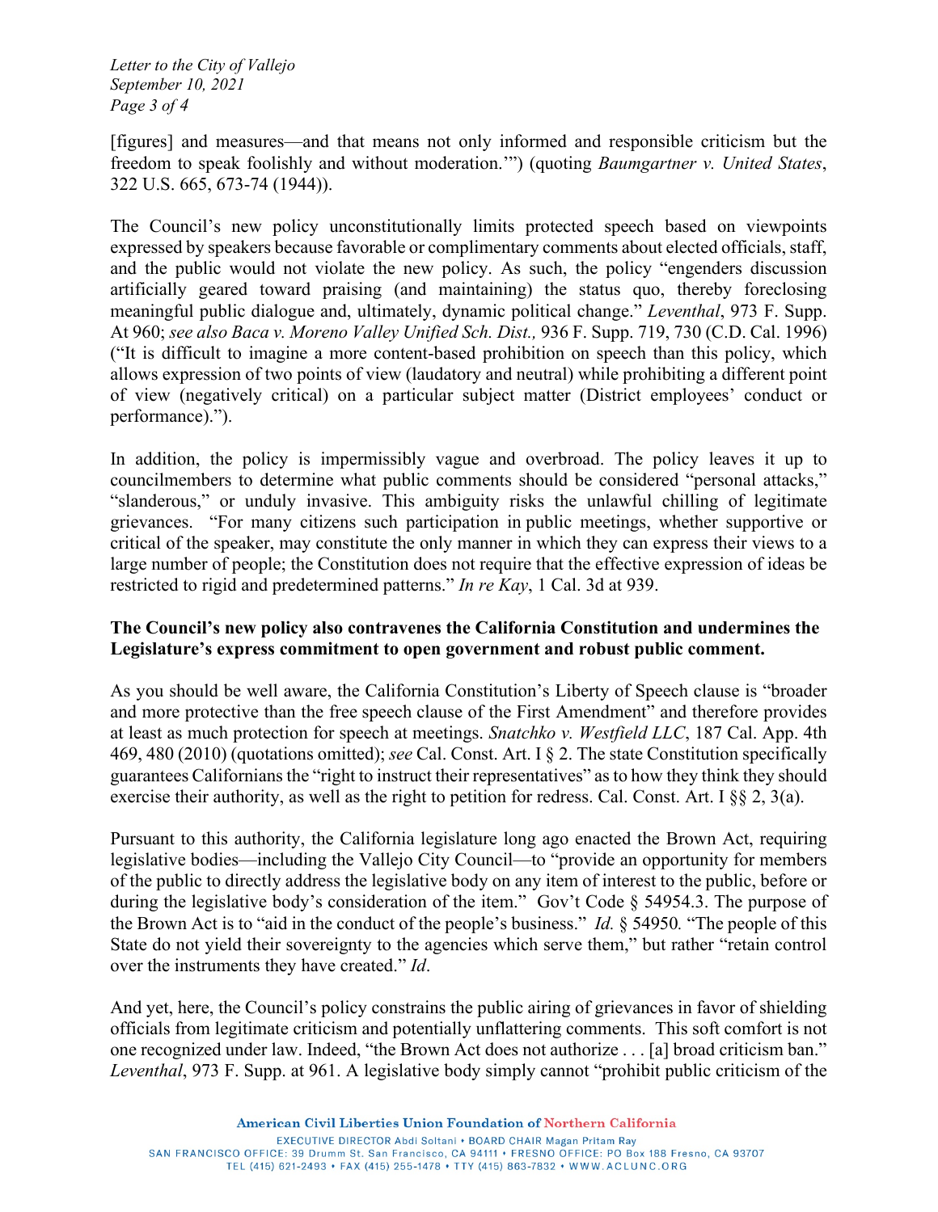[figures] and measures—and that means not only informed and responsible criticism but the freedom to speak foolishly and without moderation.'") (quoting *Baumgartner v. United States*, 322 U.S. 665, 673-74 (1944)).

The Council's new policy unconstitutionally limits protected speech based on viewpoints expressed by speakers because favorable or complimentary comments about elected officials, staff, and the public would not violate the new policy. As such, the policy "engenders discussion artificially geared toward praising (and maintaining) the status quo, thereby foreclosing meaningful public dialogue and, ultimately, dynamic political change." *Leventhal*, 973 F. Supp. At 960; *see also Baca v. Moreno Valley Unified Sch. Dist.,* 936 F. Supp. 719, 730 (C.D. Cal. 1996) ("It is difficult to imagine a more content-based prohibition on speech than this policy, which allows expression of two points of view (laudatory and neutral) while prohibiting a different point of view (negatively critical) on a particular subject matter (District employees' conduct or performance).").

In addition, the policy is impermissibly vague and overbroad. The policy leaves it up to councilmembers to determine what public comments should be considered "personal attacks," "slanderous," or unduly invasive. This ambiguity risks the unlawful chilling of legitimate grievances. "For many citizens such participation in public meetings, whether supportive or critical of the speaker, may constitute the only manner in which they can express their views to a large number of people; the Constitution does not require that the effective expression of ideas be restricted to rigid and predetermined patterns." *In re Kay*, 1 Cal. 3d at 939.

**The Council's new policy also contravenes the California Constitution and undermines the Legislature's express commitment to open government and robust public comment.**

As you should be well aware, the California Constitution's Liberty of Speech clause is "broader and more protective than the free speech clause of the First Amendment" and therefore provides at least as much protection for speech at meetings. *Snatchko v. Westfield LLC*, 187 Cal. App. 4th 469, 480 (2010) (quotations omitted); *see* Cal. Const. Art. I § 2. The state Constitution specifically guarantees Californians the "right to instruct their representatives" as to how they think they should exercise their authority, as well as the right to petition for redress. Cal. Const. Art. I §§ 2, 3(a).

Pursuant to this authority, the California legislature long ago enacted the Brown Act, requiring legislative bodies—including the Vallejo City Council—to "provide an opportunity for members of the public to directly address the legislative body on any item of interest to the public, before or during the legislative body's consideration of the item." Gov't Code § 54954.3. The purpose of the Brown Act is to "aid in the conduct of the people's business." *Id.* § 54950*.* "The people of this State do not yield their sovereignty to the agencies which serve them," but rather "retain control over the instruments they have created." *Id*.

And yet, here, the Council's policy constrains the public airing of grievances in favor of shielding officials from legitimate criticism and potentially unflattering comments. This soft comfort is not one recognized under law. Indeed, "the Brown Act does not authorize . . . [a] broad criticism ban." *Leventhal*, 973 F. Supp. at 961. A legislative body simply cannot "prohibit public criticism of the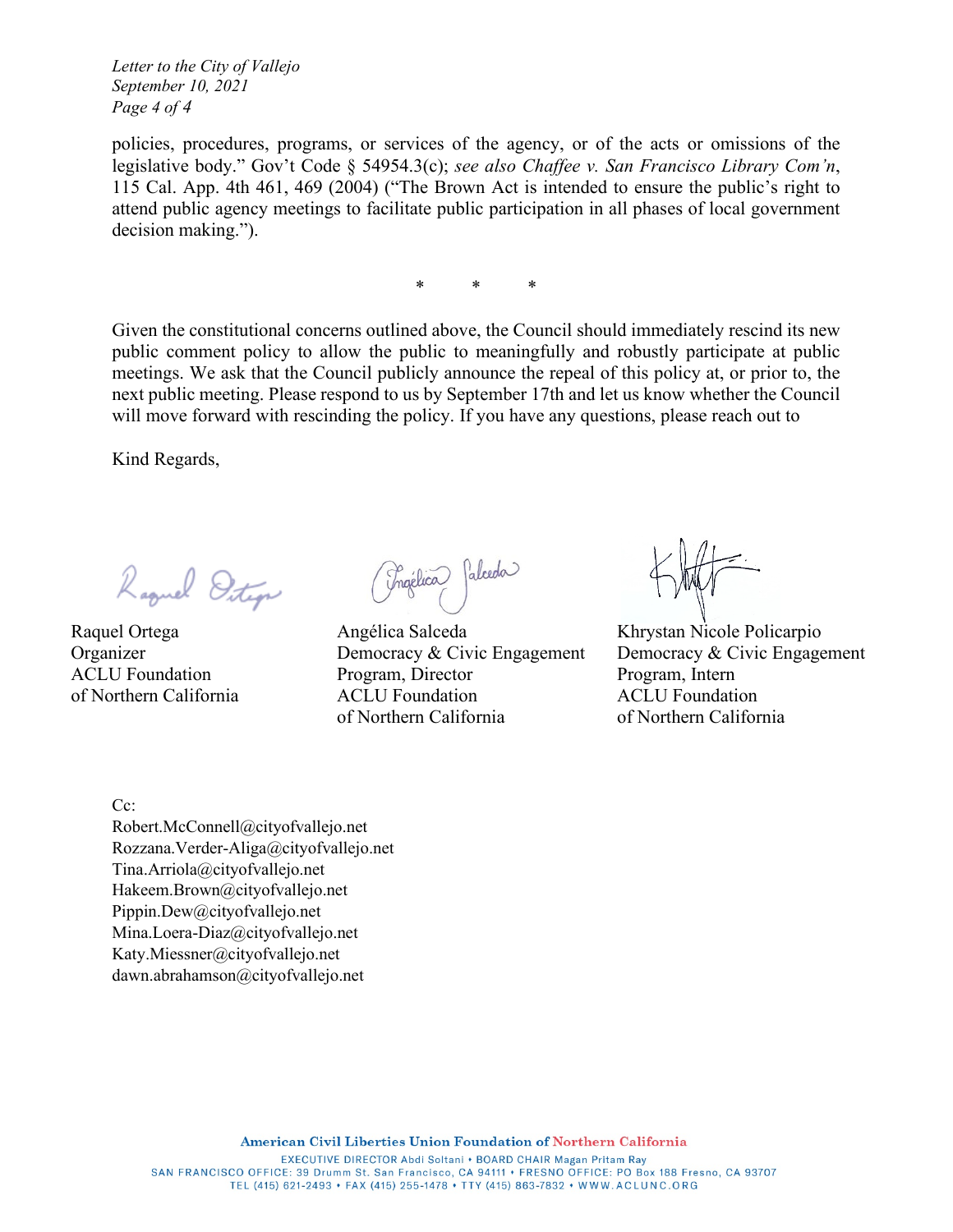policies, procedures, programs, or services of the agency, or of the acts or omissions of the legislative body." Gov't Code § 54954.3(c); *see also Chaffee v. San Francisco Library Com'n*, 115 Cal. App. 4th 461, 469 (2004) ("The Brown Act is intended to ensure the public's right to attend public agency meetings to facilitate public participation in all phases of local government decision making.").

\* \* \*

Given the constitutional concerns outlined above, the Council should immediately rescind its new public comment policy to allow the public to meaningfully and robustly participate at public meetings. We ask that the Council publicly announce the repeal of this policy at, or prior to, the next public meeting. Please respond to us by September 17th and let us know whether the Council will move forward with rescinding the policy. If you have any questions, please reach out to

Kind Regards,

Raquel Ortega
Organizer
ACLU Foundation
of Northern California

Angélica Salceda
Democracy & Civic Engagement
Program, Director
ACLU Foundation
of Northern California

Khrystan Nicole Policarpio
Democracy & Civic Engagement
Program, Intern
ACLU Foundation
of Northern California

Cc:
Robert.McConnell@cityofvallejo.net
Rozzana.Verder-Aliga@cityofvallejo.net
Tina.Arriola@cityofvallejo.net
Hakeem.Brown@cityofvallejo.net
Pippin.Dew@cityofvallejo.net
Mina.Loera-Diaz@cityofvallejo.net
Katy.Miessner@cityofvallejo.net
dawn.abrahamson@cityofvallejo.net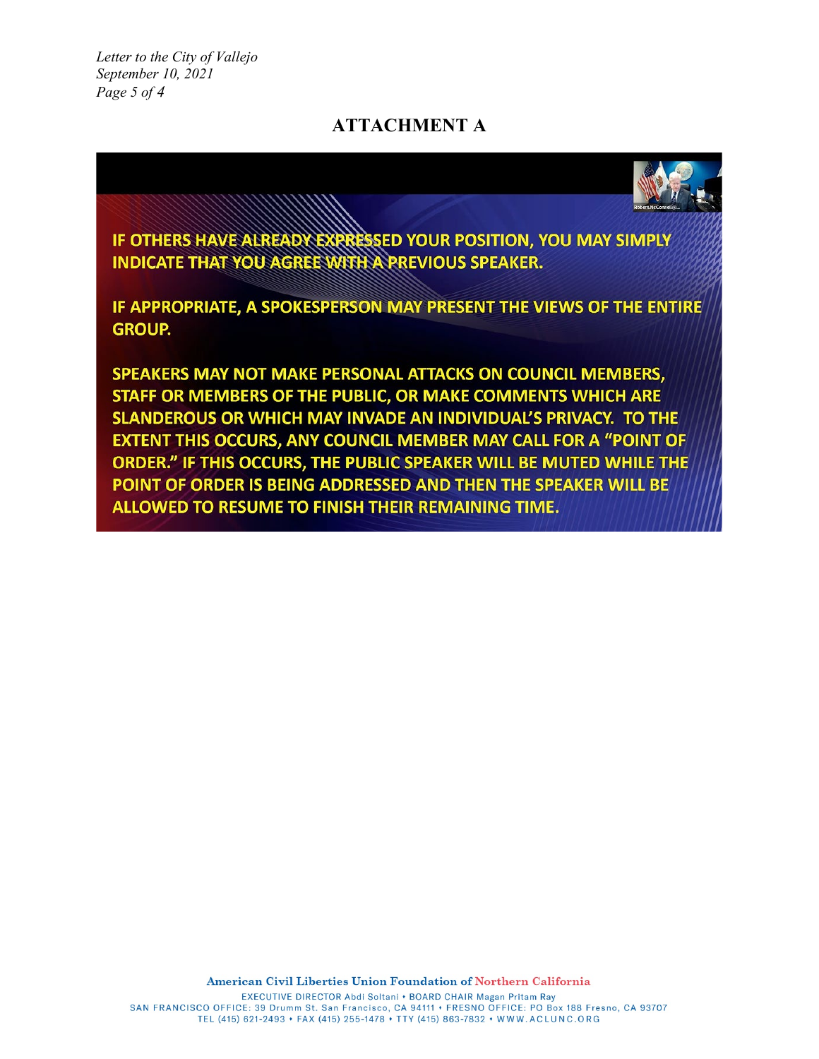## ATTACHMENT A

IF OTHERS HAVE ALREADY EXPRESSED YOUR POSITION, YOU MAY SIMPLY INDICATE THAT YOU AGREE WITH A PREVIOUS SPEAKER.

IF APPROPRIATE, A SPOKESPERSON MAY PRESENT THE VIEWS OF THE ENTIRE GROUP.

SPEAKERS MAY NOT MAKE PERSONAL ATTACKS ON COUNCIL MEMBERS, STAFF OR MEMBERS OF THE PUBLIC, OR MAKE COMMENTS WHICH ARE SLANDEROUS OR WHICH MAY INVADE AN INDIVIDUAL'S PRIVACY. TO THE EXTENT THIS OCCURS, ANY COUNCIL MEMBER MAY CALL FOR A "POINT OF ORDER." IF THIS OCCURS, THE PUBLIC SPEAKER WILL BE MUTED WHILE THE POINT OF ORDER IS BEING ADDRESSED AND THEN THE SPEAKER WILL BE ALLOWED TO RESUME TO FINISH THEIR REMAINING TIME.